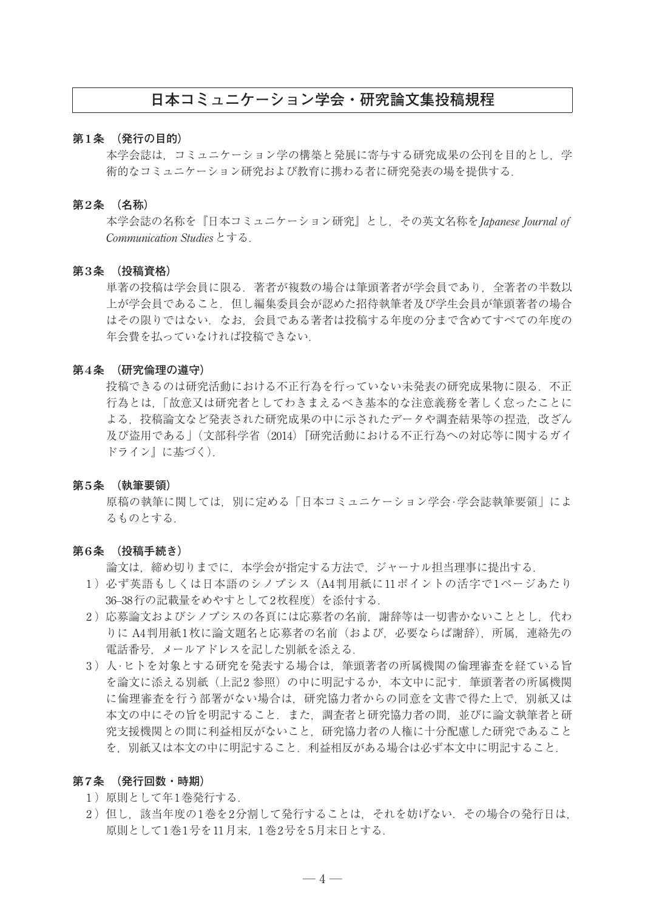# 日本コミュニケーション学会・研究論文集投稿規程

**第1条 （発行の目的）**

本学会誌は，コミュニケーション学の構築と発展に寄与する研究成果の公刊を目的とし，学術的なコミュニケーション研究および教育に携わる者に研究発表の場を提供する．

**第2条 （名称）**

本学会誌の名称を『日本コミュニケーション研究』とし，その英文名称を *Japanese Journal of Communication Studies* とする．

**第3条 （投稿資格）**

単著の投稿は学会員に限る．著者が複数の場合は筆頭著者が学会員であり，全著者の半数以上が学会員であること．但し編集委員会が認めた招待執筆者及び学生会員が筆頭著者の場合はその限りではない．なお，会員である著者は投稿する年度の分まで含めてすべての年度の年会費を払っていなければ投稿できない．

**第4条 （研究倫理の遵守）**

投稿できるのは研究活動における不正行為を行っていない未発表の研究成果物に限る．不正行為とは，「故意又は研究者としてわきまえるべき基本的な注意義務を著しく怠ったことによる，投稿論文など発表された研究成果の中に示されたデータや調査結果等の捏造，改ざん及び盗用である」（文部科学省（2014）『研究活動における不正行為への対応等に関するガイドライン』に基づく）．

**第5条 （執筆要領）**

原稿の執筆に関しては，別に定める「日本コミュニケーション学会·学会誌執筆要領」によるものとする．

**第6条 （投稿手続き）**

論文は，締め切りまでに，本学会が指定する方法で，ジャーナル担当理事に提出する．

1）必ず英語もしくは日本語のシノプシス（A4判用紙に11ポイントの活字で1ページあたり36–38行の記載量をめやすとして2枚程度）を添付する．

2）応募論文およびシノプシスの各頁には応募者の名前，謝辞等は一切書かないこととし，代わりに A4判用紙1枚に論文題名と応募者の名前（および，必要ならば謝辞），所属，連絡先の電話番号，メールアドレスを記した別紙を添える．

3）人·ヒトを対象とする研究を発表する場合は，筆頭著者の所属機関の倫理審査を経ている旨を論文に添える別紙（上記2 参照）の中に明記するか，本文中に記す．筆頭著者の所属機関に倫理審査を行う部署がない場合は，研究協力者からの同意を文書で得た上で，別紙又は本文の中にその旨を明記すること．また，調査者と研究協力者の間，並びに論文執筆者と研究支援機関との間に利益相反がないこと，研究協力者の人権に十分配慮した研究であることを，別紙又は本文の中に明記すること．利益相反がある場合は必ず本文中に明記すること．

**第7条 （発行回数・時期）**

1）原則として年1巻発行する．

2）但し，該当年度の1巻を2分割して発行することは，それを妨げない．その場合の発行日は，原則として1巻1号を11月末，1巻2号を5月末日とする．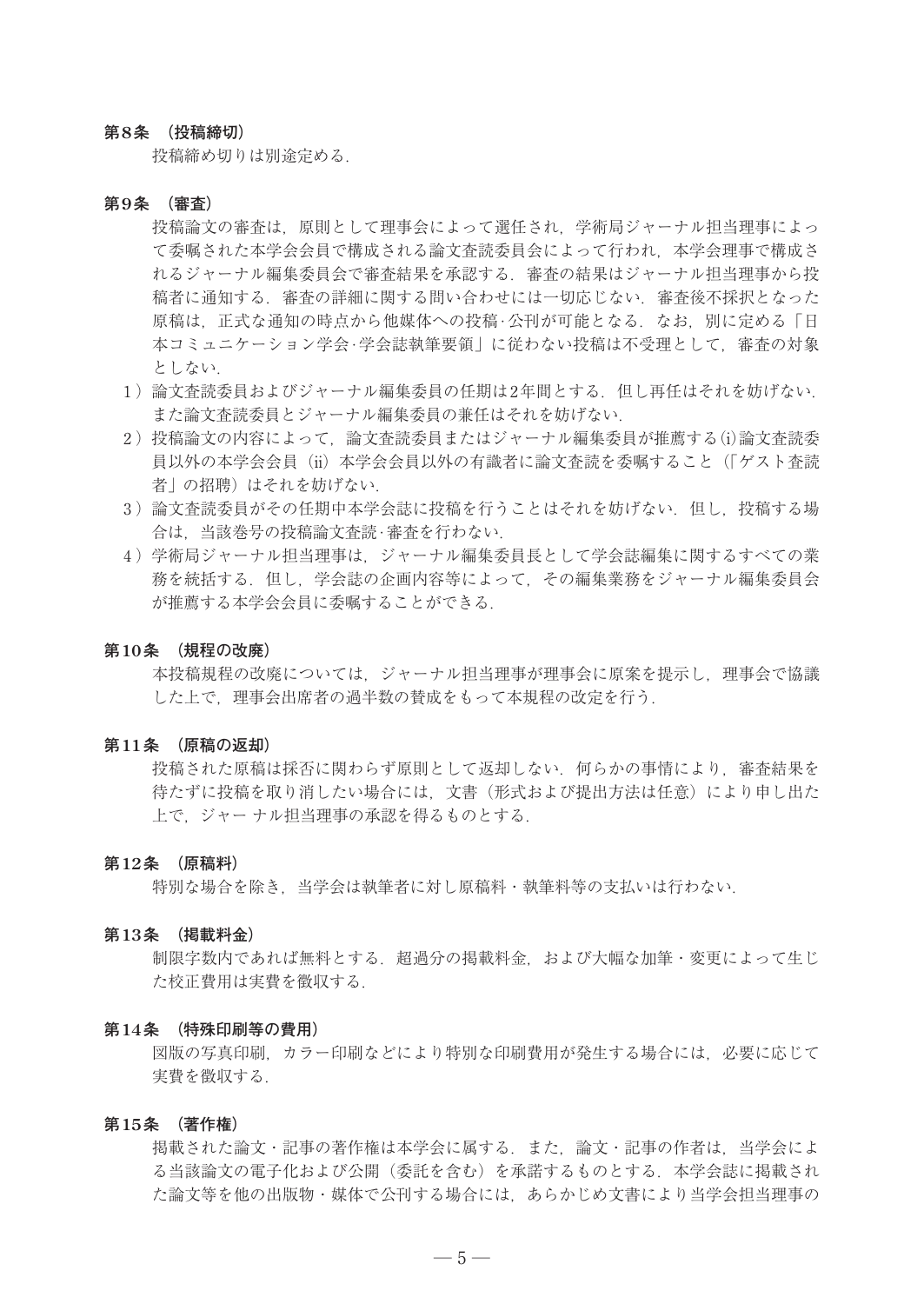**第8条　（投稿締切）**

投稿締め切りは別途定める．

**第9条　（審査）**

投稿論文の審査は，原則として理事会によって選任され，学術局ジャーナル担当理事によって委嘱された本学会会員で構成される論文査読委員会によって行われ，本学会理事で構成されるジャーナル編集委員会で審査結果を承認する．審査の結果はジャーナル担当理事から投稿者に通知する．審査の詳細に関する問い合わせには一切応じない．審査後不採択となった原稿は，正式な通知の時点から他媒体への投稿･公刊が可能となる．なお，別に定める「日本コミュニケーション学会･学会誌執筆要領」に従わない投稿は不受理として，審査の対象としない．

1）論文査読委員およびジャーナル編集委員の任期は2年間とする．但し再任はそれを妨げない．また論文査読委員とジャーナル編集委員の兼任はそれを妨げない．

2）投稿論文の内容によって，論文査読委員またはジャーナル編集委員が推薦する(i)論文査読委員以外の本学会会員（ii）本学会会員以外の有識者に論文査読を委嘱すること（「ゲスト査読者」の招聘）はそれを妨げない．

3）論文査読委員がその任期中本学会誌に投稿を行うことはそれを妨げない．但し，投稿する場合は，当該巻号の投稿論文査読･審査を行わない．

4）学術局ジャーナル担当理事は，ジャーナル編集委員長として学会誌編集に関するすべての業務を統括する．但し，学会誌の企画内容等によって，その編集業務をジャーナル編集委員会が推薦する本学会会員に委嘱することができる．

**第10条　（規程の改廃）**

本投稿規程の改廃については，ジャーナル担当理事が理事会に原案を提示し，理事会で協議した上で，理事会出席者の過半数の賛成をもって本規程の改定を行う．

**第11条　（原稿の返却）**

投稿された原稿は採否に関わらず原則として返却しない．何らかの事情により，審査結果を待たずに投稿を取り消したい場合には，文書（形式および提出方法は任意）により申し出た上で，ジャー ナル担当理事の承認を得るものとする．

**第12条　（原稿料）**

特別な場合を除き，当学会は執筆者に対し原稿料・執筆料等の支払いは行わない．

**第13条　（掲載料金）**

制限字数内であれば無料とする．超過分の掲載料金，および大幅な加筆・変更によって生じた校正費用は実費を徴収する．

**第14条　（特殊印刷等の費用）**

図版の写真印刷，カラー印刷などにより特別な印刷費用が発生する場合には，必要に応じて実費を徴収する．

**第15条　（著作権）**

掲載された論文・記事の著作権は本学会に属する．また，論文・記事の作者は，当学会による当該論文の電子化および公開（委託を含む）を承諾するものとする．本学会誌に掲載された論文等を他の出版物・媒体で公刊する場合には，あらかじめ文書により当学会担当理事の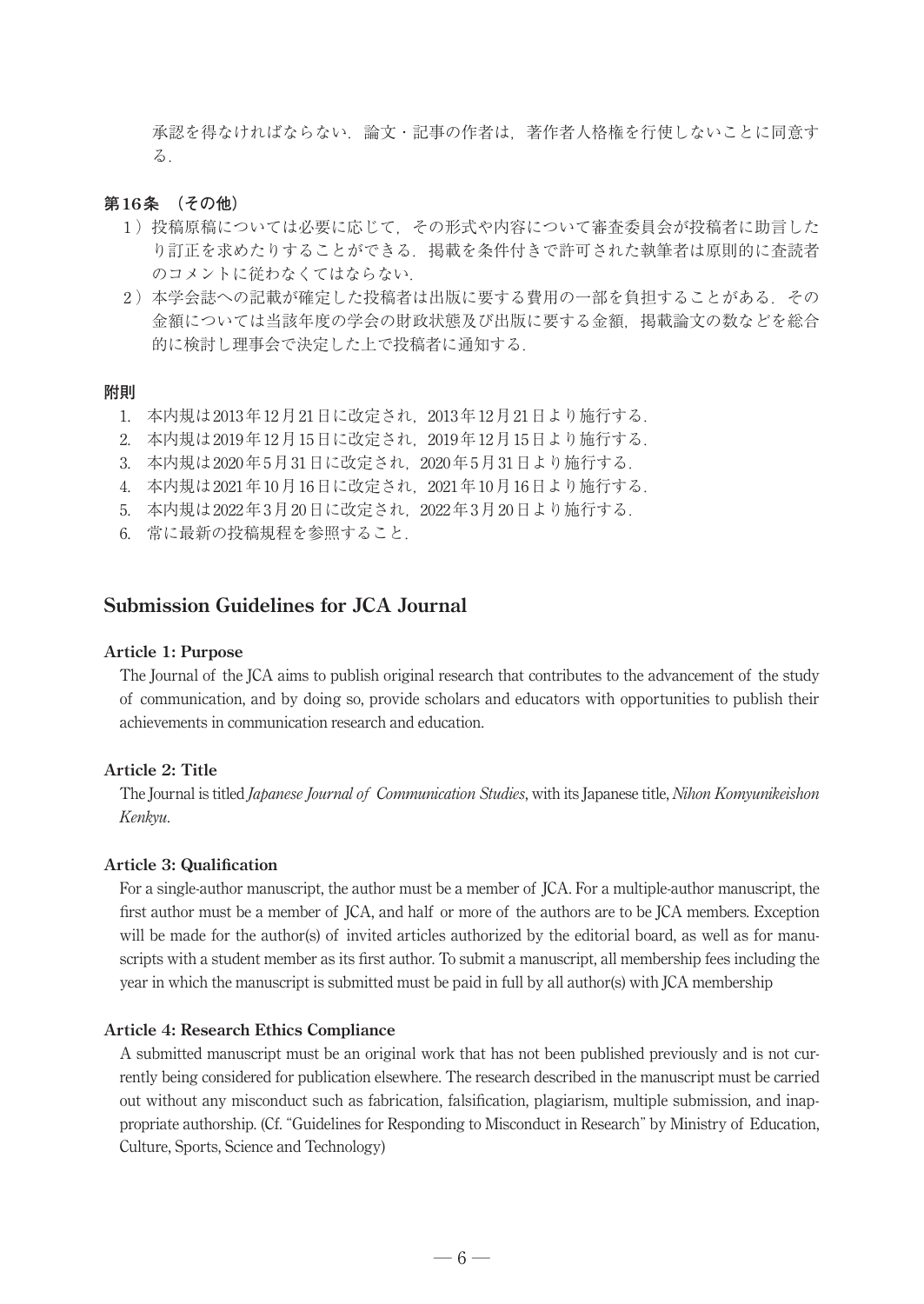承認を得なければならない．論文・記事の作者は，著作者人格権を行使しないことに同意する．

### 第16条 （その他）

1）投稿原稿については必要に応じて，その形式や内容について審査委員会が投稿者に助言したり訂正を求めたりすることができる．掲載を条件付きで許可された執筆者は原則的に査読者のコメントに従わなくてはならない．

2）本学会誌への記載が確定した投稿者は出版に要する費用の一部を負担することがある．その金額については当該年度の学会の財政状態及び出版に要する金額，掲載論文の数などを総合的に検討し理事会で決定した上で投稿者に通知する．

### 附則

1. 本内規は2013年12月21日に改定され，2013年12月21日より施行する．
2. 本内規は2019年12月15日に改定され，2019年12月15日より施行する．
3. 本内規は2020年5月31日に改定され，2020年5月31日より施行する．
4. 本内規は2021年10月16日に改定され，2021年10月16日より施行する．
5. 本内規は2022年3月20日に改定され，2022年3月20日より施行する．
6. 常に最新の投稿規程を参照すること．

## Submission Guidelines for JCA Journal

### Article 1: Purpose

The Journal of the JCA aims to publish original research that contributes to the advancement of the study of communication, and by doing so, provide scholars and educators with opportunities to publish their achievements in communication research and education.

### Article 2: Title

The Journal is titled *Japanese Journal of Communication Studies*, with its Japanese title, *Nihon Komyunikeishon Kenkyu*.

### Article 3: Qualification

For a single-author manuscript, the author must be a member of JCA. For a multiple-author manuscript, the first author must be a member of JCA, and half or more of the authors are to be JCA members. Exception will be made for the author(s) of invited articles authorized by the editorial board, as well as for manuscripts with a student member as its first author. To submit a manuscript, all membership fees including the year in which the manuscript is submitted must be paid in full by all author(s) with JCA membership

### Article 4: Research Ethics Compliance

A submitted manuscript must be an original work that has not been published previously and is not currently being considered for publication elsewhere. The research described in the manuscript must be carried out without any misconduct such as fabrication, falsification, plagiarism, multiple submission, and inappropriate authorship. (Cf. "Guidelines for Responding to Misconduct in Research" by Ministry of Education, Culture, Sports, Science and Technology)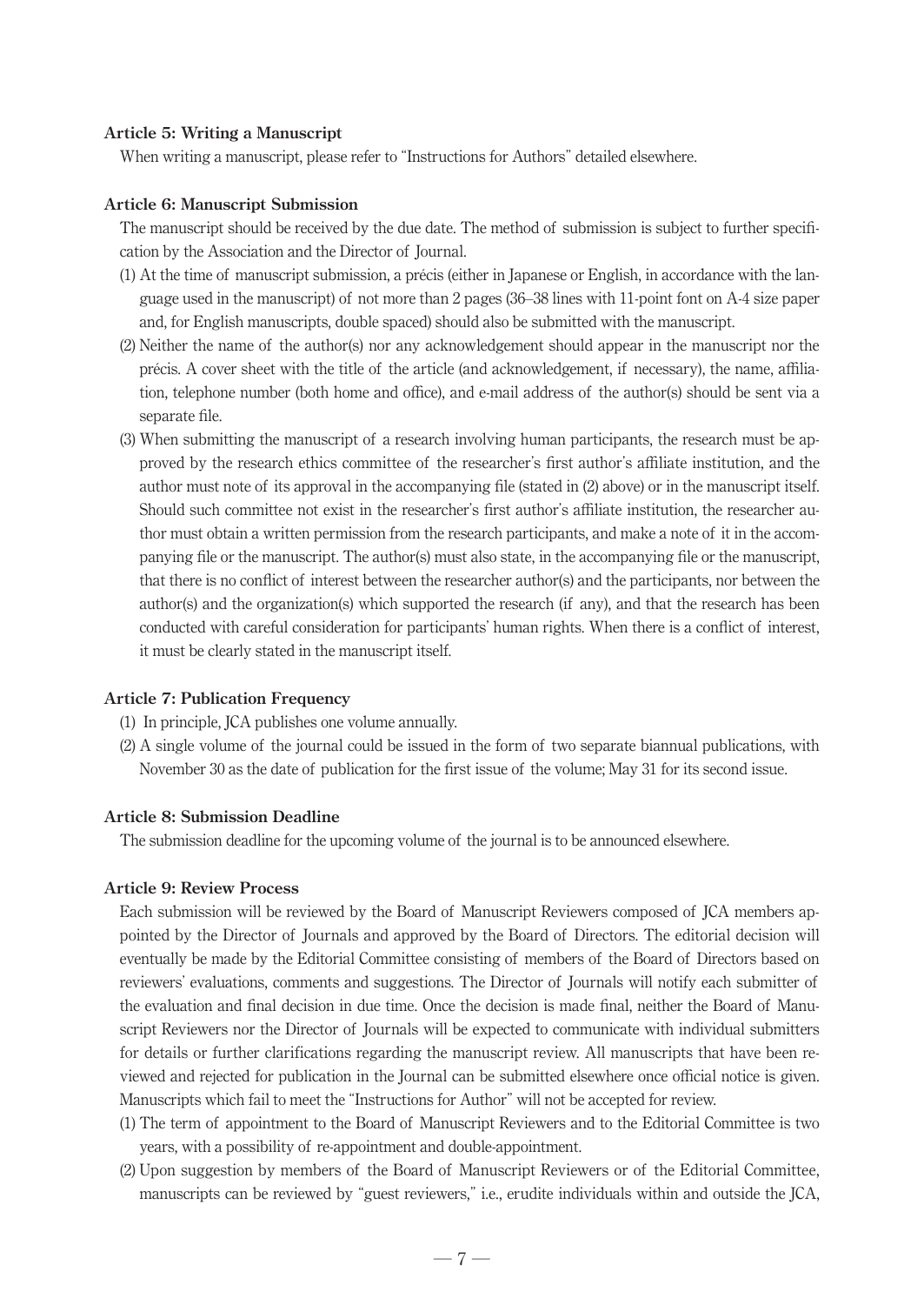**Article 5: Writing a Manuscript**

When writing a manuscript, please refer to "Instructions for Authors" detailed elsewhere.

**Article 6: Manuscript Submission**

The manuscript should be received by the due date. The method of submission is subject to further specification by the Association and the Director of Journal.

(1) At the time of manuscript submission, a précis (either in Japanese or English, in accordance with the language used in the manuscript) of not more than 2 pages (36–38 lines with 11-point font on A-4 size paper and, for English manuscripts, double spaced) should also be submitted with the manuscript.

(2) Neither the name of the author(s) nor any acknowledgement should appear in the manuscript nor the précis. A cover sheet with the title of the article (and acknowledgement, if necessary), the name, affiliation, telephone number (both home and office), and e-mail address of the author(s) should be sent via a separate file.

(3) When submitting the manuscript of a research involving human participants, the research must be approved by the research ethics committee of the researcher's first author's affiliate institution, and the author must note of its approval in the accompanying file (stated in (2) above) or in the manuscript itself. Should such committee not exist in the researcher's first author's affiliate institution, the researcher author must obtain a written permission from the research participants, and make a note of it in the accompanying file or the manuscript. The author(s) must also state, in the accompanying file or the manuscript, that there is no conflict of interest between the researcher author(s) and the participants, nor between the author(s) and the organization(s) which supported the research (if any), and that the research has been conducted with careful consideration for participants' human rights. When there is a conflict of interest, it must be clearly stated in the manuscript itself.

**Article 7: Publication Frequency**

(1) In principle, JCA publishes one volume annually.

(2) A single volume of the journal could be issued in the form of two separate biannual publications, with November 30 as the date of publication for the first issue of the volume; May 31 for its second issue.

**Article 8: Submission Deadline**

The submission deadline for the upcoming volume of the journal is to be announced elsewhere.

**Article 9: Review Process**

Each submission will be reviewed by the Board of Manuscript Reviewers composed of JCA members appointed by the Director of Journals and approved by the Board of Directors. The editorial decision will eventually be made by the Editorial Committee consisting of members of the Board of Directors based on reviewers' evaluations, comments and suggestions. The Director of Journals will notify each submitter of the evaluation and final decision in due time. Once the decision is made final, neither the Board of Manuscript Reviewers nor the Director of Journals will be expected to communicate with individual submitters for details or further clarifications regarding the manuscript review. All manuscripts that have been reviewed and rejected for publication in the Journal can be submitted elsewhere once official notice is given. Manuscripts which fail to meet the "Instructions for Author" will not be accepted for review.

(1) The term of appointment to the Board of Manuscript Reviewers and to the Editorial Committee is two years, with a possibility of re-appointment and double-appointment.

(2) Upon suggestion by members of the Board of Manuscript Reviewers or of the Editorial Committee, manuscripts can be reviewed by "guest reviewers," i.e., erudite individuals within and outside the JCA,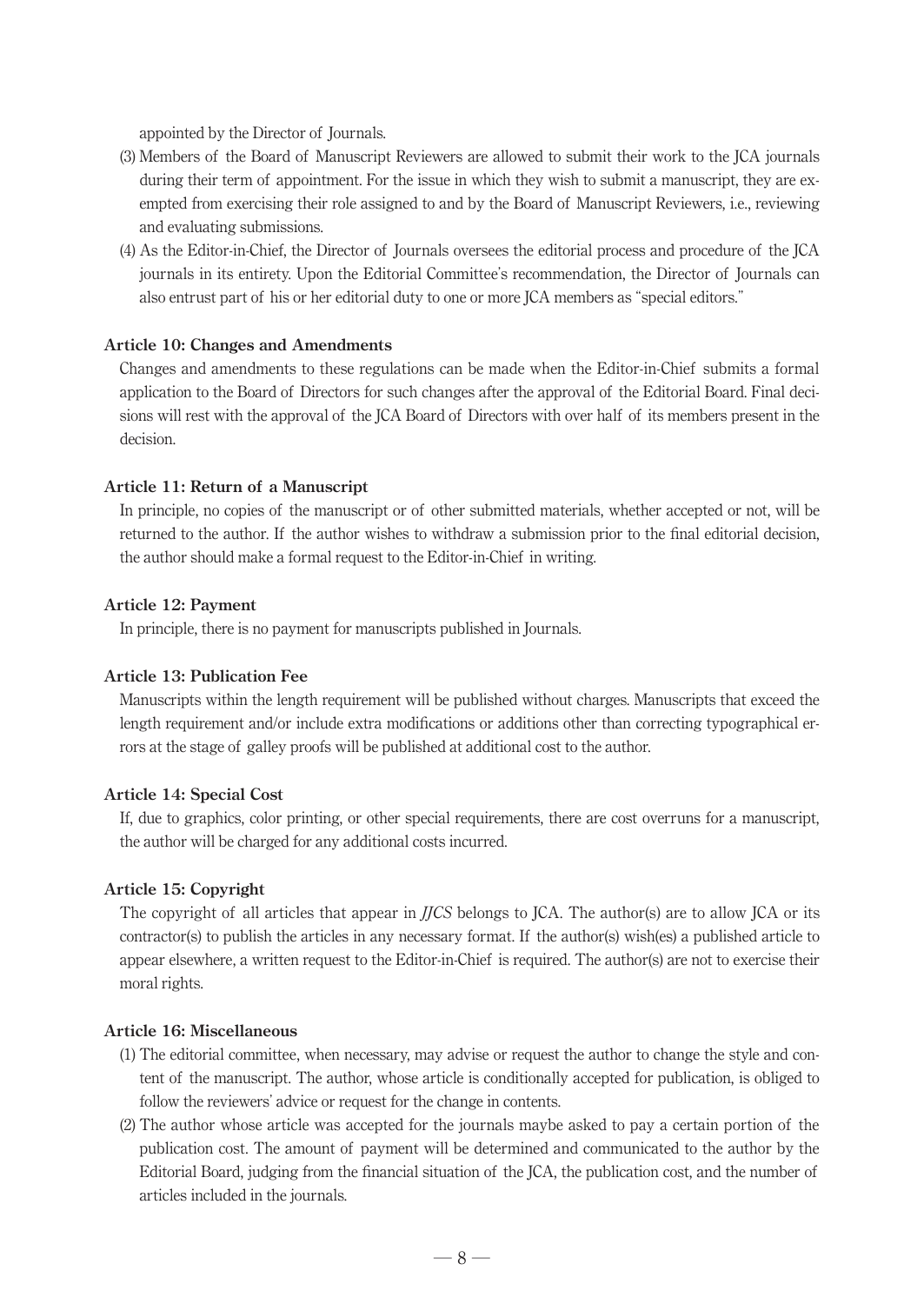appointed by the Director of Journals.

(3) Members of the Board of Manuscript Reviewers are allowed to submit their work to the JCA journals during their term of appointment. For the issue in which they wish to submit a manuscript, they are exempted from exercising their role assigned to and by the Board of Manuscript Reviewers, i.e., reviewing and evaluating submissions.

(4) As the Editor-in-Chief, the Director of Journals oversees the editorial process and procedure of the JCA journals in its entirety. Upon the Editorial Committee's recommendation, the Director of Journals can also entrust part of his or her editorial duty to one or more JCA members as "special editors."

**Article 10: Changes and Amendments**

Changes and amendments to these regulations can be made when the Editor-in-Chief submits a formal application to the Board of Directors for such changes after the approval of the Editorial Board. Final decisions will rest with the approval of the JCA Board of Directors with over half of its members present in the decision.

**Article 11: Return of a Manuscript**

In principle, no copies of the manuscript or of other submitted materials, whether accepted or not, will be returned to the author. If the author wishes to withdraw a submission prior to the final editorial decision, the author should make a formal request to the Editor-in-Chief in writing.

**Article 12: Payment**

In principle, there is no payment for manuscripts published in Journals.

**Article 13: Publication Fee**

Manuscripts within the length requirement will be published without charges. Manuscripts that exceed the length requirement and/or include extra modifications or additions other than correcting typographical errors at the stage of galley proofs will be published at additional cost to the author.

**Article 14: Special Cost**

If, due to graphics, color printing, or other special requirements, there are cost overruns for a manuscript, the author will be charged for any additional costs incurred.

**Article 15: Copyright**

The copyright of all articles that appear in *JJCS* belongs to JCA. The author(s) are to allow JCA or its contractor(s) to publish the articles in any necessary format. If the author(s) wish(es) a published article to appear elsewhere, a written request to the Editor-in-Chief is required. The author(s) are not to exercise their moral rights.

**Article 16: Miscellaneous**

(1) The editorial committee, when necessary, may advise or request the author to change the style and content of the manuscript. The author, whose article is conditionally accepted for publication, is obliged to follow the reviewers' advice or request for the change in contents.

(2) The author whose article was accepted for the journals maybe asked to pay a certain portion of the publication cost. The amount of payment will be determined and communicated to the author by the Editorial Board, judging from the financial situation of the JCA, the publication cost, and the number of articles included in the journals.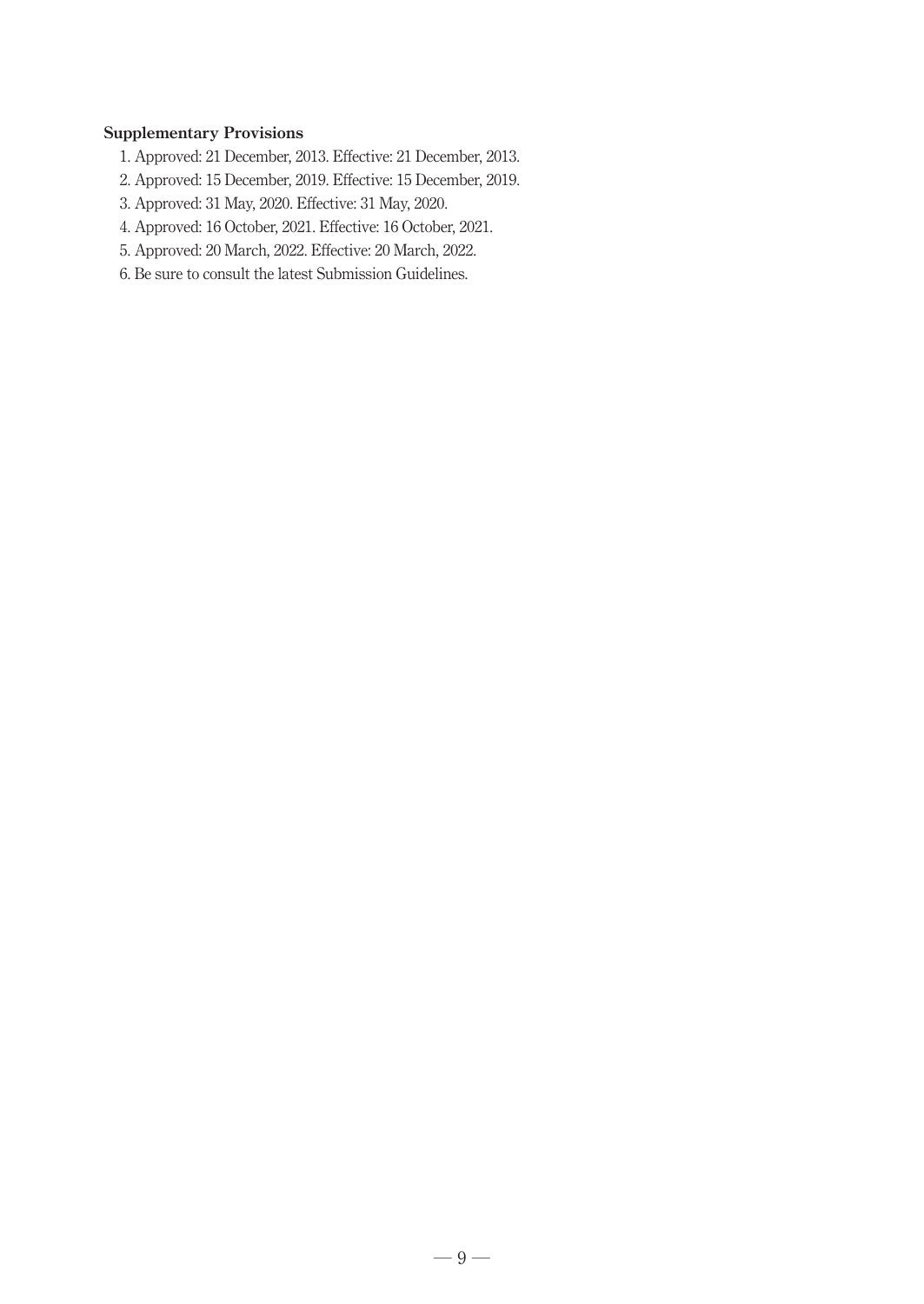**Supplementary Provisions**

1. Approved: 21 December, 2013. Effective: 21 December, 2013.
2. Approved: 15 December, 2019. Effective: 15 December, 2019.
3. Approved: 31 May, 2020. Effective: 31 May, 2020.
4. Approved: 16 October, 2021. Effective: 16 October, 2021.
5. Approved: 20 March, 2022. Effective: 20 March, 2022.
6. Be sure to consult the latest Submission Guidelines.